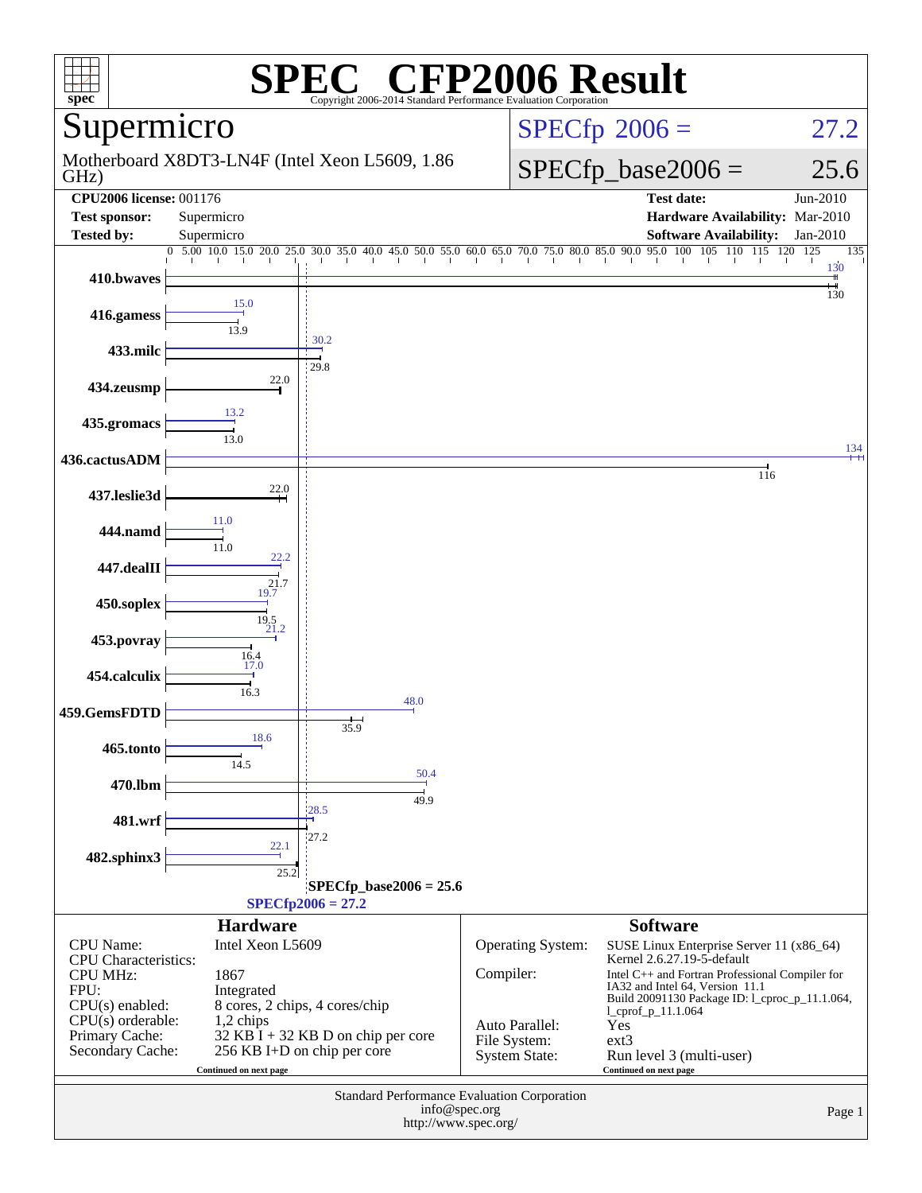# SPEC® CFP2006 Result

Copyright 2006-2014 Standard Performance Evaluation Corporation

## Supermicro

Motherboard X8DT3-LN4F (Intel Xeon L5609, 1.86 GHz)

SPECfp 2006 = 27.2

SPECfp_base2006 = 25.6

| | | | |
|---|---|---|---|
| **CPU2006 license:** 001176 | | **Test date:** | Jun-2010 |
| **Test sponsor:** | Supermicro | **Hardware Availability:** | Mar-2010 |
| **Tested by:** | Supermicro | **Software Availability:** | Jan-2010 |

| Benchmark | Peak | Base |
|---|---|---|
| 410.bwaves | 130 | 130 |
| 416.gamess | 15.0 | 13.9 |
| 433.milc | 30.2 | 29.8 |
| 434.zeusmp | 22.0 | 22.0 |
| 435.gromacs | 13.2 | 13.0 |
| 436.cactusADM | 134 | 116 |
| 437.leslie3d | 22.0 | 22.0 |
| 444.namd | 11.0 | 11.0 |
| 447.dealII | 22.2 | 21.7 |
| 450.soplex | 19.7 | 19.5 |
| 453.povray | 21.2 | 16.4 |
| 454.calculix | 17.0 | 16.3 |
| 459.GemsFDTD | 48.0 | 35.9 |
| 465.tonto | 18.6 | 14.5 |
| 470.lbm | 50.4 | 49.9 |
| 481.wrf | 28.5 | 27.2 |
| 482.sphinx3 | 22.1 | 25.2 |

SPECfp_base2006 = 25.6

SPECfp2006 = 27.2

## Hardware

| | |
|---|---|
| CPU Name: | Intel Xeon L5609 |
| CPU Characteristics: | |
| CPU MHz: | 1867 |
| FPU: | Integrated |
| CPU(s) enabled: | 8 cores, 2 chips, 4 cores/chip |
| CPU(s) orderable: | 1,2 chips |
| Primary Cache: | 32 KB I + 32 KB D on chip per core |
| Secondary Cache: | 256 KB I+D on chip per core |

Continued on next page

## Software

| | |
|---|---|
| Operating System: | SUSE Linux Enterprise Server 11 (x86_64) Kernel 2.6.27.19-5-default |
| Compiler: | Intel C++ and Fortran Professional Compiler for IA32 and Intel 64, Version 11.1 Build 20091130 Package ID: l_cproc_p_11.1.064, l_cprof_p_11.1.064 |
| Auto Parallel: | Yes |
| File System: | ext3 |
| System State: | Run level 3 (multi-user) |

Continued on next page

Standard Performance Evaluation Corporation
info@spec.org
http://www.spec.org/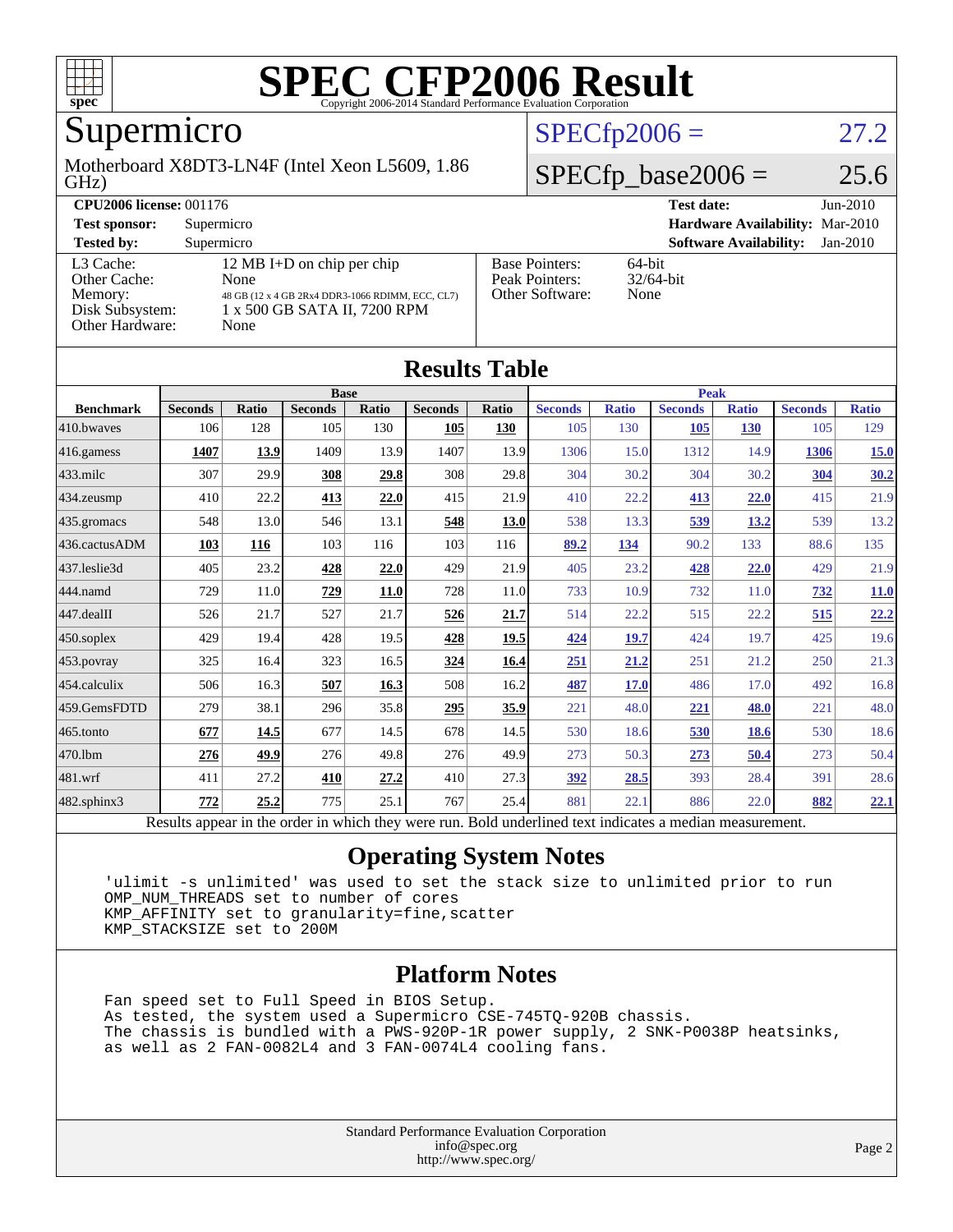# SPEC CFP2006 Result

Copyright 2006-2014 Standard Performance Evaluation Corporation

## Supermicro

Motherboard X8DT3-LN4F (Intel Xeon L5609, 1.86 GHz)

SPECfp2006 = 27.2

SPECfp_base2006 = 25.6

| | | | |
|---|---|---|---|
| **CPU2006 license:** 001176 | | **Test date:** | Jun-2010 |
| **Test sponsor:** | Supermicro | **Hardware Availability:** | Mar-2010 |
| **Tested by:** | Supermicro | **Software Availability:** | Jan-2010 |

| | | | |
|---|---|---|---|
| L3 Cache: | 12 MB I+D on chip per chip | Base Pointers: | 64-bit |
| Other Cache: | None | Peak Pointers: | 32/64-bit |
| Memory: | 48 GB (12 x 4 GB 2Rx4 DDR3-1066 RDIMM, ECC, CL7) | Other Software: | None |
| Disk Subsystem: | 1 x 500 GB SATA II, 7200 RPM | | |
| Other Hardware: | None | | |

## Results Table

| Benchmark | Base | | | | | | Peak | | | | | |
|---|---|---|---|---|---|---|---|---|---|---|---|---|
| | Seconds | Ratio | Seconds | Ratio | Seconds | Ratio | Seconds | Ratio | Seconds | Ratio | Seconds | Ratio |
| 410.bwaves | 106 | 128 | 105 | 130 | **105** | **130** | 105 | 130 | **105** | **130** | 105 | 129 |
| 416.gamess | **1407** | **13.9** | 1409 | 13.9 | 1407 | 13.9 | 1306 | 15.0 | 1312 | 14.9 | **1306** | **15.0** |
| 433.milc | 307 | 29.9 | **308** | **29.8** | 308 | 29.8 | 304 | 30.2 | 304 | 30.2 | **304** | **30.2** |
| 434.zeusmp | 410 | 22.2 | **413** | **22.0** | 415 | 21.9 | 410 | 22.2 | **413** | **22.0** | 415 | 21.9 |
| 435.gromacs | 548 | 13.0 | 546 | 13.1 | **548** | **13.0** | 538 | 13.3 | **539** | **13.2** | 539 | 13.2 |
| 436.cactusADM | **103** | **116** | 103 | 116 | 103 | 116 | **89.2** | **134** | 90.2 | 133 | 88.6 | 135 |
| 437.leslie3d | 405 | 23.2 | **428** | **22.0** | 429 | 21.9 | 405 | 23.2 | **428** | **22.0** | 429 | 21.9 |
| 444.namd | 729 | 11.0 | **729** | **11.0** | 728 | 11.0 | 733 | 10.9 | 732 | 11.0 | **732** | **11.0** |
| 447.dealII | 526 | 21.7 | 527 | 21.7 | **526** | **21.7** | 514 | 22.2 | 515 | 22.2 | **515** | **22.2** |
| 450.soplex | 429 | 19.4 | 428 | 19.5 | **428** | **19.5** | **424** | **19.7** | 424 | 19.7 | 425 | 19.6 |
| 453.povray | 325 | 16.4 | 323 | 16.5 | **324** | **16.4** | **251** | **21.2** | 251 | 21.2 | 250 | 21.3 |
| 454.calculix | 506 | 16.3 | **507** | **16.3** | 508 | 16.2 | **487** | **17.0** | 486 | 17.0 | 492 | 16.8 |
| 459.GemsFDTD | 279 | 38.1 | 296 | 35.8 | **295** | **35.9** | 221 | 48.0 | **221** | **48.0** | 221 | 48.0 |
| 465.tonto | **677** | **14.5** | 677 | 14.5 | 678 | 14.5 | 530 | 18.6 | **530** | **18.6** | 530 | 18.6 |
| 470.lbm | **276** | **49.9** | 276 | 49.8 | 276 | 49.9 | 273 | 50.3 | **273** | **50.4** | 273 | 50.4 |
| 481.wrf | 411 | 27.2 | **410** | **27.2** | 410 | 27.3 | **392** | **28.5** | 393 | 28.4 | 391 | 28.6 |
| 482.sphinx3 | **772** | **25.2** | 775 | 25.1 | 767 | 25.4 | 881 | 22.1 | 886 | 22.0 | **882** | **22.1** |

Results appear in the order in which they were run. Bold underlined text indicates a median measurement.

## Operating System Notes

```
'ulimit -s unlimited' was used to set the stack size to unlimited prior to run
OMP_NUM_THREADS set to number of cores
KMP_AFFINITY set to granularity=fine,scatter
KMP_STACKSIZE set to 200M
```

## Platform Notes

```
Fan speed set to Full Speed in BIOS Setup.
As tested, the system used a Supermicro CSE-745TQ-920B chassis.
The chassis is bundled with a PWS-920P-1R power supply, 2 SNK-P0038P heatsinks,
as well as 2 FAN-0082L4 and 3 FAN-0074L4 cooling fans.
```

Standard Performance Evaluation Corporation
info@spec.org
http://www.spec.org/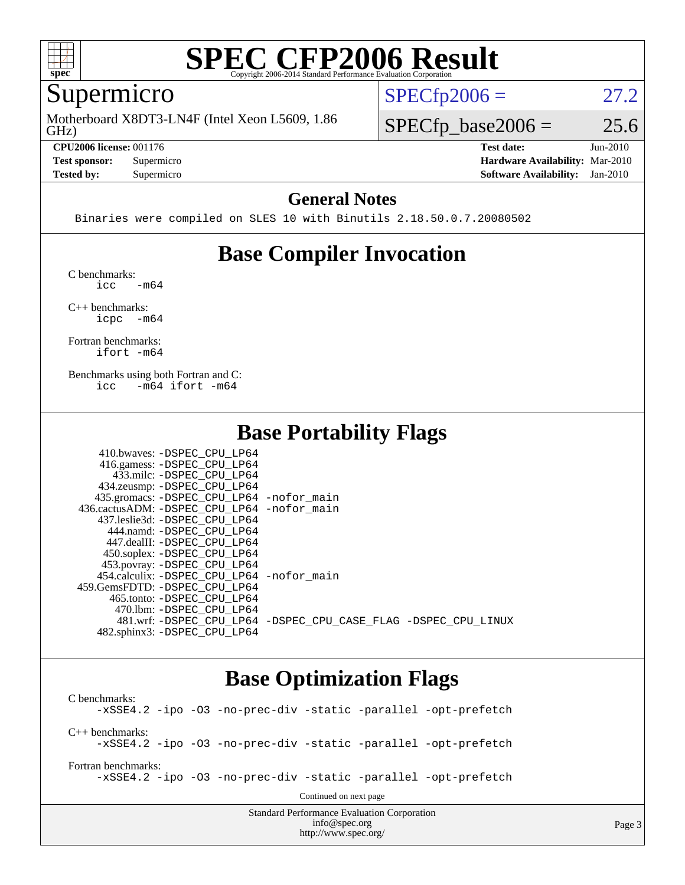# SPEC CFP2006 Result

Copyright 2006-2014 Standard Performance Evaluation Corporation

## Supermicro

Motherboard X8DT3-LN4F (Intel Xeon L5609, 1.86 GHz)

SPECfp2006 = 27.2

SPECfp_base2006 = 25.6

| | | | |
|---|---|---|---|
| **CPU2006 license:** 001176 | | **Test date:** | Jun-2010 |
| **Test sponsor:** | Supermicro | **Hardware Availability:** | Mar-2010 |
| **Tested by:** | Supermicro | **Software Availability:** | Jan-2010 |

## General Notes

```
Binaries were compiled on SLES 10 with Binutils 2.18.50.0.7.20080502
```

## Base Compiler Invocation

C benchmarks:
```
icc   -m64
```

C++ benchmarks:
```
icpc  -m64
```

Fortran benchmarks:
```
ifort -m64
```

Benchmarks using both Fortran and C:
```
icc   -m64 ifort -m64
```

## Base Portability Flags

```
    410.bwaves: -DSPEC_CPU_LP64
    416.gamess: -DSPEC_CPU_LP64
      433.milc: -DSPEC_CPU_LP64
    434.zeusmp: -DSPEC_CPU_LP64
   435.gromacs: -DSPEC_CPU_LP64 -nofor_main
  436.cactusADM: -DSPEC_CPU_LP64 -nofor_main
   437.leslie3d: -DSPEC_CPU_LP64
      444.namd: -DSPEC_CPU_LP64
    447.dealII: -DSPEC_CPU_LP64
    450.soplex: -DSPEC_CPU_LP64
    453.povray: -DSPEC_CPU_LP64
   454.calculix: -DSPEC_CPU_LP64 -nofor_main
  459.GemsFDTD: -DSPEC_CPU_LP64
     465.tonto: -DSPEC_CPU_LP64
       470.lbm: -DSPEC_CPU_LP64
       481.wrf: -DSPEC_CPU_LP64 -DSPEC_CPU_CASE_FLAG -DSPEC_CPU_LINUX
   482.sphinx3: -DSPEC_CPU_LP64
```

## Base Optimization Flags

C benchmarks:
```
-xSSE4.2 -ipo -O3 -no-prec-div -static -parallel -opt-prefetch
```

C++ benchmarks:
```
-xSSE4.2 -ipo -O3 -no-prec-div -static -parallel -opt-prefetch
```

Fortran benchmarks:
```
-xSSE4.2 -ipo -O3 -no-prec-div -static -parallel -opt-prefetch
```

Continued on next page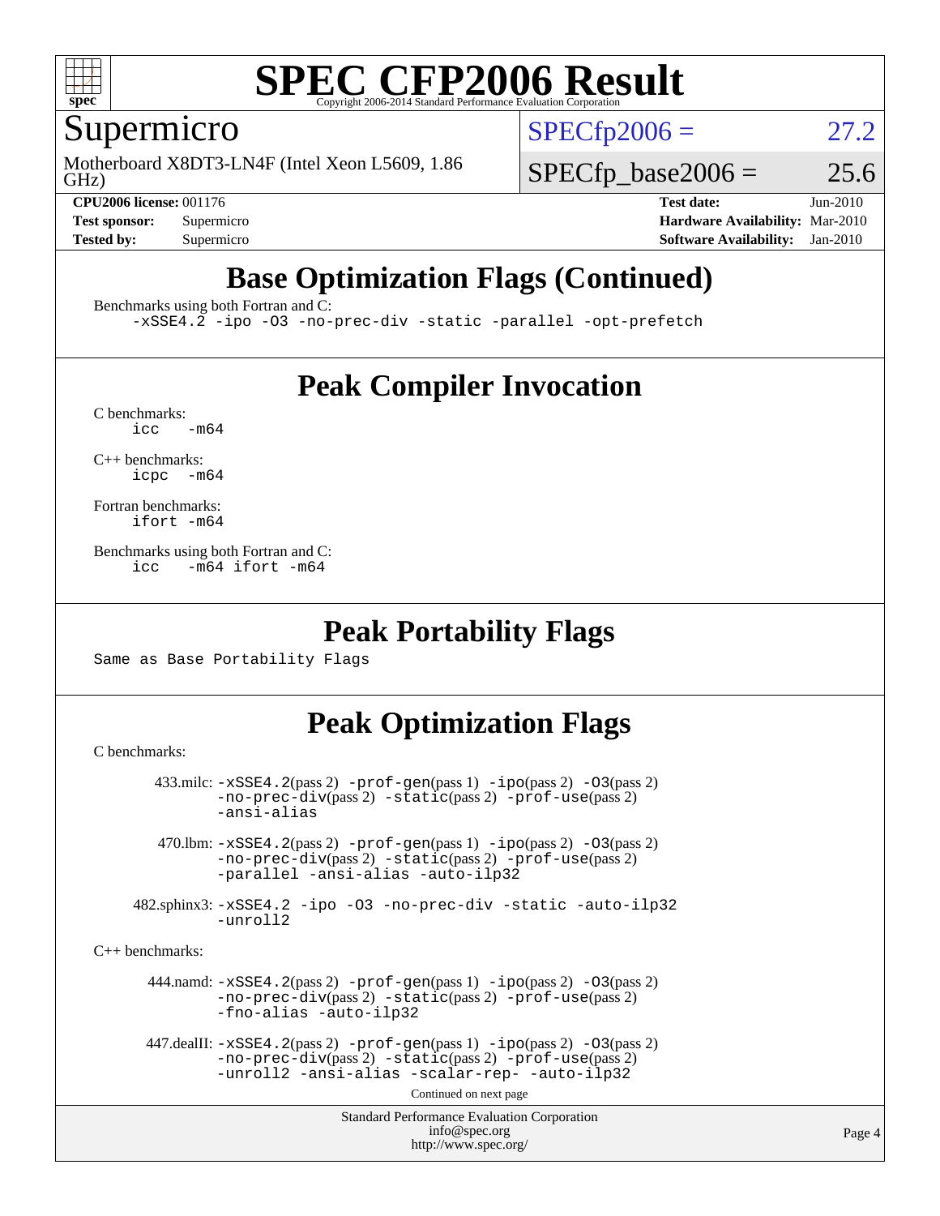# SPEC CFP2006 Result

## Supermicro

Motherboard X8DT3-LN4F (Intel Xeon L5609, 1.86 GHz)

SPECfp2006 = 27.2

SPECfp_base2006 = 25.6

**CPU2006 license:** 001176
**Test sponsor:** Supermicro
**Tested by:** Supermicro

**Test date:** Jun-2010
**Hardware Availability:** Mar-2010
**Software Availability:** Jan-2010

## Base Optimization Flags (Continued)

Benchmarks using both Fortran and C:

```
-xSSE4.2 -ipo -O3 -no-prec-div -static -parallel -opt-prefetch
```

## Peak Compiler Invocation

C benchmarks:

```
icc  -m64
```

C++ benchmarks:

```
icpc  -m64
```

Fortran benchmarks:

```
ifort -m64
```

Benchmarks using both Fortran and C:

```
icc  -m64 ifort -m64
```

## Peak Portability Flags

Same as Base Portability Flags

## Peak Optimization Flags

C benchmarks:

433.milc: -xSSE4.2(pass 2) -prof-gen(pass 1) -ipo(pass 2) -O3(pass 2) -no-prec-div(pass 2) -static(pass 2) -prof-use(pass 2) -ansi-alias

470.lbm: -xSSE4.2(pass 2) -prof-gen(pass 1) -ipo(pass 2) -O3(pass 2) -no-prec-div(pass 2) -static(pass 2) -prof-use(pass 2) -parallel -ansi-alias -auto-ilp32

482.sphinx3: -xSSE4.2 -ipo -O3 -no-prec-div -static -auto-ilp32 -unroll2

C++ benchmarks:

444.namd: -xSSE4.2(pass 2) -prof-gen(pass 1) -ipo(pass 2) -O3(pass 2) -no-prec-div(pass 2) -static(pass 2) -prof-use(pass 2) -fno-alias -auto-ilp32

447.dealII: -xSSE4.2(pass 2) -prof-gen(pass 1) -ipo(pass 2) -O3(pass 2) -no-prec-div(pass 2) -static(pass 2) -prof-use(pass 2) -unroll2 -ansi-alias -scalar-rep- -auto-ilp32

Continued on next page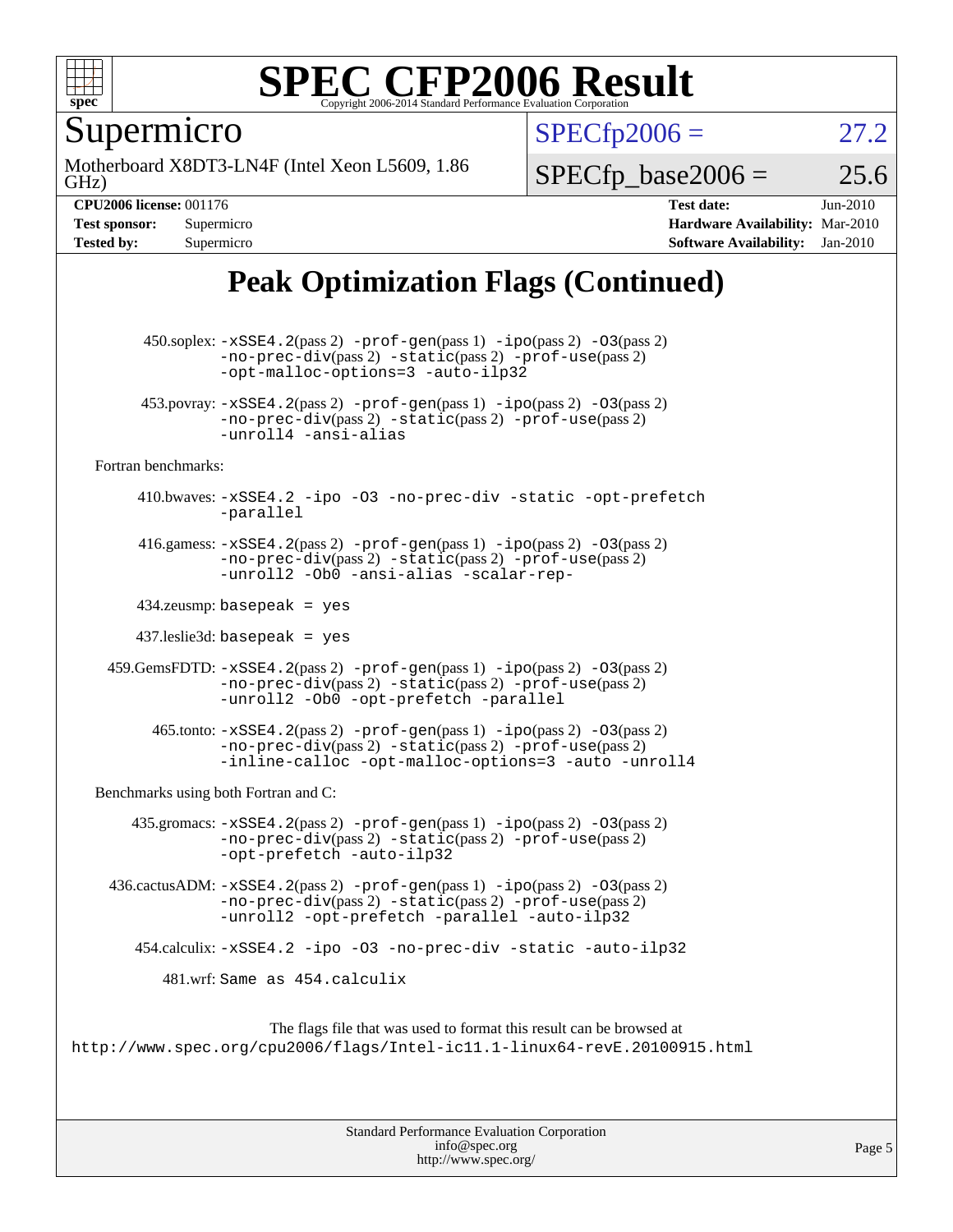# SPEC CFP2006 Result

Copyright 2006-2014 Standard Performance Evaluation Corporation

## Supermicro

Motherboard X8DT3-LN4F (Intel Xeon L5609, 1.86 GHz)

SPECfp2006 = 27.2

SPECfp_base2006 = 25.6

| | | | |
|---|---|---|---|
| **CPU2006 license:** 001176 | | **Test date:** | Jun-2010 |
| **Test sponsor:** | Supermicro | **Hardware Availability:** | Mar-2010 |
| **Tested by:** | Supermicro | **Software Availability:** | Jan-2010 |

## Peak Optimization Flags (Continued)

450.soplex: `-xSSE4.2`(pass 2) `-prof-gen`(pass 1) `-ipo`(pass 2) `-O3`(pass 2) `-no-prec-div`(pass 2) `-static`(pass 2) `-prof-use`(pass 2) `-opt-malloc-options=3` `-auto-ilp32`

453.povray: `-xSSE4.2`(pass 2) `-prof-gen`(pass 1) `-ipo`(pass 2) `-O3`(pass 2) `-no-prec-div`(pass 2) `-static`(pass 2) `-prof-use`(pass 2) `-unroll4` `-ansi-alias`

Fortran benchmarks:

410.bwaves: `-xSSE4.2` `-ipo` `-O3` `-no-prec-div` `-static` `-opt-prefetch` `-parallel`

416.gamess: `-xSSE4.2`(pass 2) `-prof-gen`(pass 1) `-ipo`(pass 2) `-O3`(pass 2) `-no-prec-div`(pass 2) `-static`(pass 2) `-prof-use`(pass 2) `-unroll2` `-Ob0` `-ansi-alias` `-scalar-rep-`

434.zeusmp: `basepeak = yes`

437.leslie3d: `basepeak = yes`

459.GemsFDTD: `-xSSE4.2`(pass 2) `-prof-gen`(pass 1) `-ipo`(pass 2) `-O3`(pass 2) `-no-prec-div`(pass 2) `-static`(pass 2) `-prof-use`(pass 2) `-unroll2` `-Ob0` `-opt-prefetch` `-parallel`

465.tonto: `-xSSE4.2`(pass 2) `-prof-gen`(pass 1) `-ipo`(pass 2) `-O3`(pass 2) `-no-prec-div`(pass 2) `-static`(pass 2) `-prof-use`(pass 2) `-inline-calloc` `-opt-malloc-options=3` `-auto` `-unroll4`

Benchmarks using both Fortran and C:

435.gromacs: `-xSSE4.2`(pass 2) `-prof-gen`(pass 1) `-ipo`(pass 2) `-O3`(pass 2) `-no-prec-div`(pass 2) `-static`(pass 2) `-prof-use`(pass 2) `-opt-prefetch` `-auto-ilp32`

436.cactusADM: `-xSSE4.2`(pass 2) `-prof-gen`(pass 1) `-ipo`(pass 2) `-O3`(pass 2) `-no-prec-div`(pass 2) `-static`(pass 2) `-prof-use`(pass 2) `-unroll2` `-opt-prefetch` `-parallel` `-auto-ilp32`

454.calculix: `-xSSE4.2` `-ipo` `-O3` `-no-prec-div` `-static` `-auto-ilp32`

481.wrf: `Same as 454.calculix`

The flags file that was used to format this result can be browsed at
http://www.spec.org/cpu2006/flags/Intel-ic11.1-linux64-revE.20100915.html

Standard Performance Evaluation Corporation
info@spec.org
http://www.spec.org/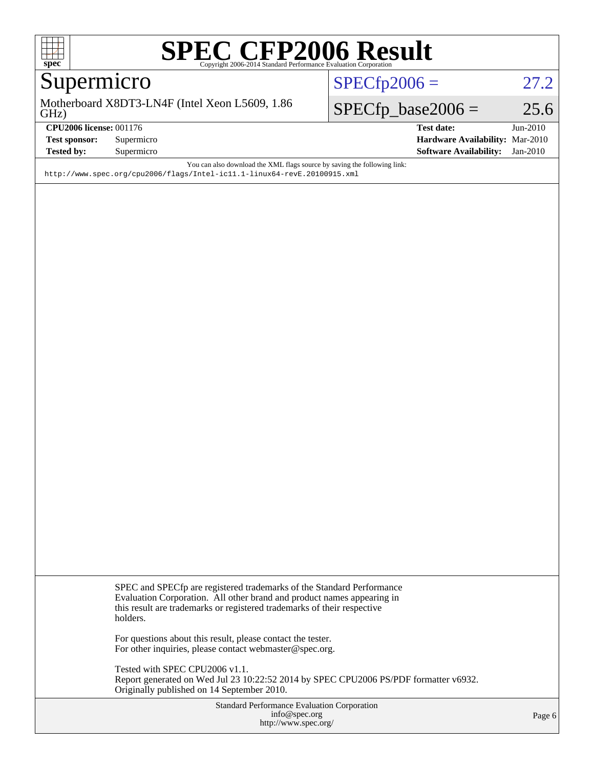# SPEC CFP2006 Result

Copyright 2006-2014 Standard Performance Evaluation Corporation

## Supermicro

Motherboard X8DT3-LN4F (Intel Xeon L5609, 1.86 GHz)

SPECfp2006 = 27.2

SPECfp_base2006 = 25.6

| | | | |
|---|---|---|---|
| **CPU2006 license:** 001176 | | **Test date:** | Jun-2010 |
| **Test sponsor:** | Supermicro | **Hardware Availability:** | Mar-2010 |
| **Tested by:** | Supermicro | **Software Availability:** | Jan-2010 |

You can also download the XML flags source by saving the following link:
http://www.spec.org/cpu2006/flags/Intel-ic11.1-linux64-revE.20100915.xml

SPEC and SPECfp are registered trademarks of the Standard Performance Evaluation Corporation. All other brand and product names appearing in this result are trademarks or registered trademarks of their respective holders.

For questions about this result, please contact the tester.
For other inquiries, please contact webmaster@spec.org.

Tested with SPEC CPU2006 v1.1.
Report generated on Wed Jul 23 10:22:52 2014 by SPEC CPU2006 PS/PDF formatter v6932.
Originally published on 14 September 2010.